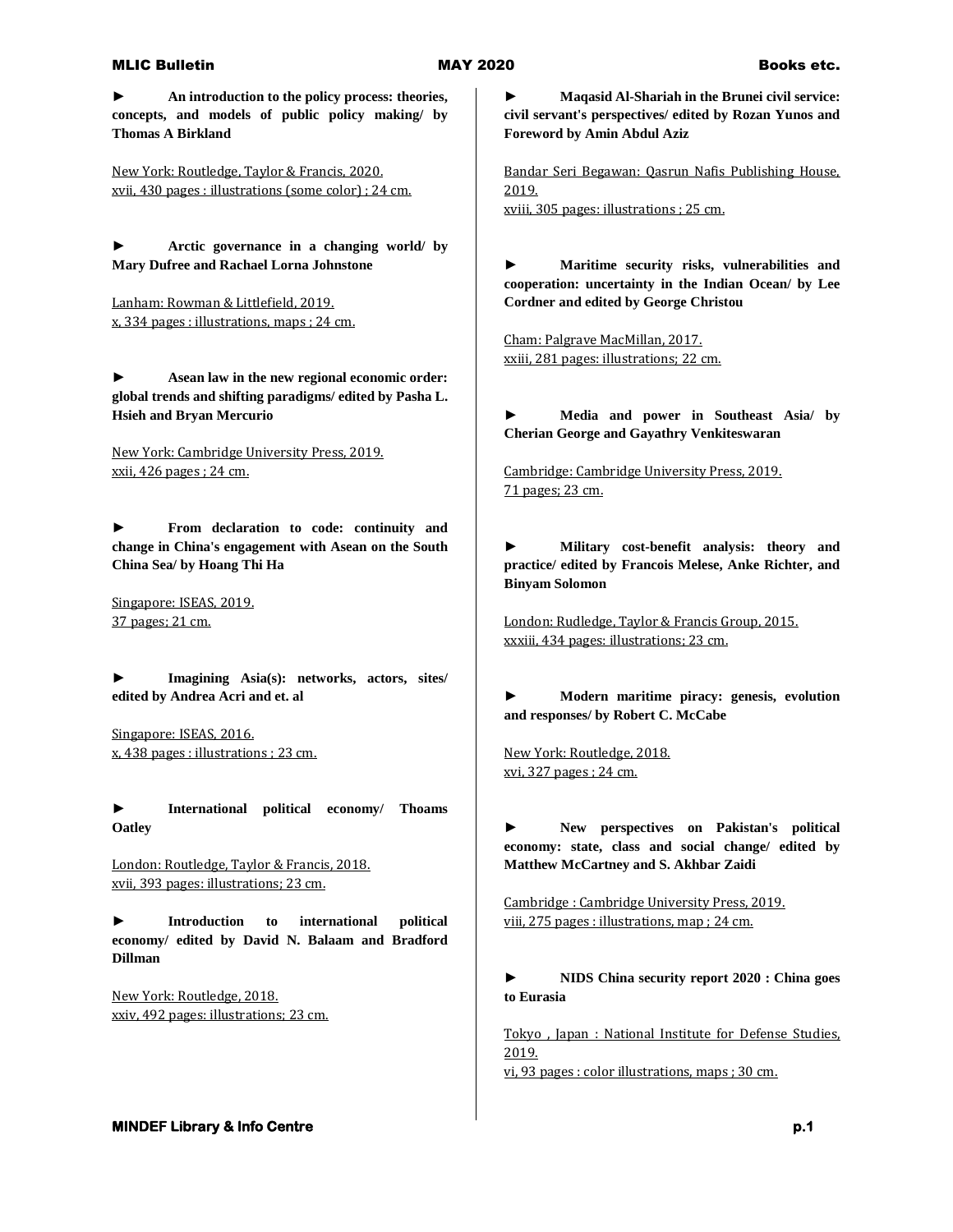► **An introduction to the policy process: theories, concepts, and models of public policy making/ by Thomas A Birkland**

New York: Routledge, Taylor & Francis, 2020.
xvii, 430 pages : illustrations (some color) ; 24 cm.

► **Arctic governance in a changing world/ by Mary Dufree and Rachael Lorna Johnstone**

Lanham: Rowman & Littlefield, 2019.
x, 334 pages : illustrations, maps ; 24 cm.

► **Asean law in the new regional economic order: global trends and shifting paradigms/ edited by Pasha L. Hsieh and Bryan Mercurio**

New York: Cambridge University Press, 2019.
xxii, 426 pages ; 24 cm.

► **From declaration to code: continuity and change in China's engagement with Asean on the South China Sea/ by Hoang Thi Ha**

Singapore: ISEAS, 2019.
37 pages; 21 cm.

► **Imagining Asia(s): networks, actors, sites/ edited by Andrea Acri and et. al**

Singapore: ISEAS, 2016.
x, 438 pages : illustrations ; 23 cm.

► **International political economy/ Thoams Oatley**

London: Routledge, Taylor & Francis, 2018.
xvii, 393 pages: illustrations; 23 cm.

► **Introduction to international political economy/ edited by David N. Balaam and Bradford Dillman**

New York: Routledge, 2018.
xxiv, 492 pages: illustrations; 23 cm.

► **Maqasid Al-Shariah in the Brunei civil service: civil servant's perspectives/ edited by Rozan Yunos and Foreword by Amin Abdul Aziz**

Bandar Seri Begawan: Qasrun Nafis Publishing House, 2019.
xviii, 305 pages: illustrations ; 25 cm.

► **Maritime security risks, vulnerabilities and cooperation: uncertainty in the Indian Ocean/ by Lee Cordner and edited by George Christou**

Cham: Palgrave MacMillan, 2017.
xxiii, 281 pages: illustrations; 22 cm.

► **Media and power in Southeast Asia/ by Cherian George and Gayathry Venkiteswaran**

Cambridge: Cambridge University Press, 2019.
71 pages; 23 cm.

► **Military cost-benefit analysis: theory and practice/ edited by Francois Melese, Anke Richter, and Binyam Solomon**

London: Rudledge, Taylor & Francis Group, 2015.
xxxiii, 434 pages: illustrations; 23 cm.

► **Modern maritime piracy: genesis, evolution and responses/ by Robert C. McCabe**

New York: Routledge, 2018.
xvi, 327 pages ; 24 cm.

► **New perspectives on Pakistan's political economy: state, class and social change/ edited by Matthew McCartney and S. Akhbar Zaidi**

Cambridge : Cambridge University Press, 2019.
viii, 275 pages : illustrations, map ; 24 cm.

► **NIDS China security report 2020 : China goes to Eurasia**

Tokyo , Japan : National Institute for Defense Studies, 2019.
vi, 93 pages : color illustrations, maps ; 30 cm.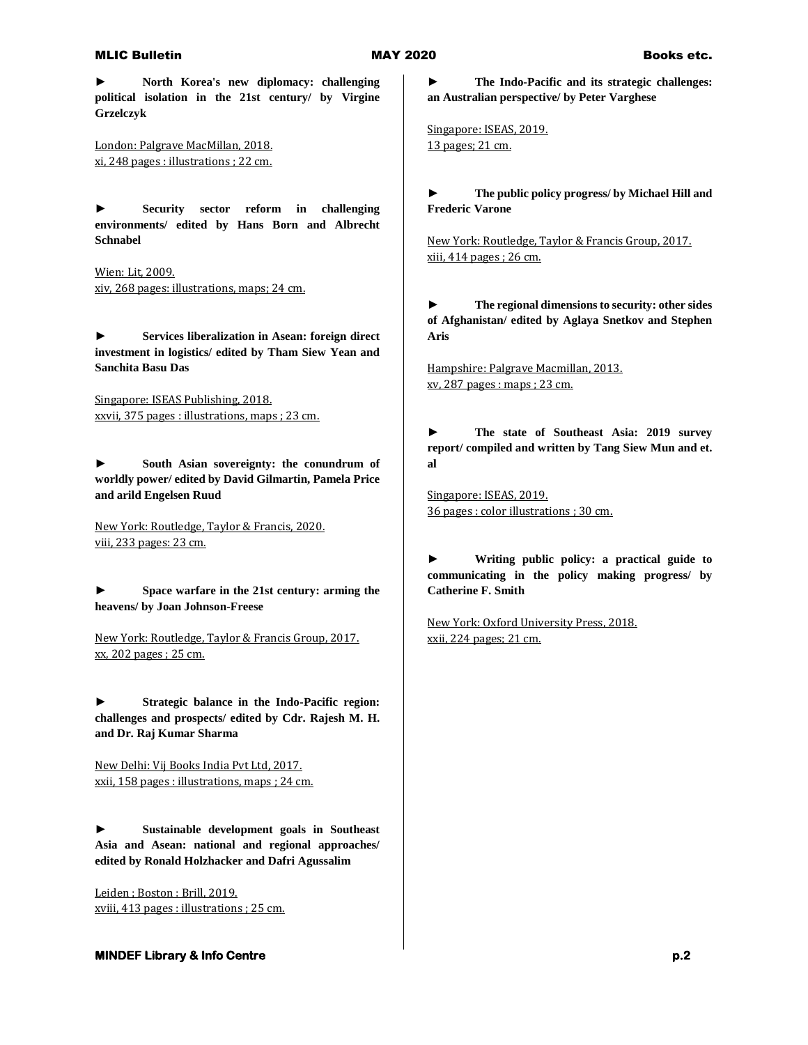► **North Korea's new diplomacy: challenging political isolation in the 21st century/ by Virgine Grzelczyk**

London: Palgrave MacMillan, 2018.
xi, 248 pages : illustrations ; 22 cm.

► **Security sector reform in challenging environments/ edited by Hans Born and Albrecht Schnabel**

Wien: Lit, 2009.
xiv, 268 pages: illustrations, maps; 24 cm.

► **Services liberalization in Asean: foreign direct investment in logistics/ edited by Tham Siew Yean and Sanchita Basu Das**

Singapore: ISEAS Publishing, 2018.
xxvii, 375 pages : illustrations, maps ; 23 cm.

► **South Asian sovereignty: the conundrum of worldly power/ edited by David Gilmartin, Pamela Price and arild Engelsen Ruud**

New York: Routledge, Taylor & Francis, 2020.
viii, 233 pages: 23 cm.

► **Space warfare in the 21st century: arming the heavens/ by Joan Johnson-Freese**

New York: Routledge, Taylor & Francis Group, 2017.
xx, 202 pages ; 25 cm.

► **Strategic balance in the Indo-Pacific region: challenges and prospects/ edited by Cdr. Rajesh M. H. and Dr. Raj Kumar Sharma**

New Delhi: Vij Books India Pvt Ltd, 2017.
xxii, 158 pages : illustrations, maps ; 24 cm.

► **Sustainable development goals in Southeast Asia and Asean: national and regional approaches/ edited by Ronald Holzhacker and Dafri Agussalim**

Leiden ; Boston : Brill, 2019.
xviii, 413 pages : illustrations ; 25 cm.

► **The Indo-Pacific and its strategic challenges: an Australian perspective/ by Peter Varghese**

Singapore: ISEAS, 2019.
13 pages; 21 cm.

► **The public policy progress/ by Michael Hill and Frederic Varone**

New York: Routledge, Taylor & Francis Group, 2017.
xiii, 414 pages ; 26 cm.

► **The regional dimensions to security: other sides of Afghanistan/ edited by Aglaya Snetkov and Stephen Aris**

Hampshire: Palgrave Macmillan, 2013.
xv, 287 pages : maps ; 23 cm.

► **The state of Southeast Asia: 2019 survey report/ compiled and written by Tang Siew Mun and et. al**

Singapore: ISEAS, 2019.
36 pages : color illustrations ; 30 cm.

► **Writing public policy: a practical guide to communicating in the policy making progress/ by Catherine F. Smith**

New York: Oxford University Press, 2018.
xxii, 224 pages; 21 cm.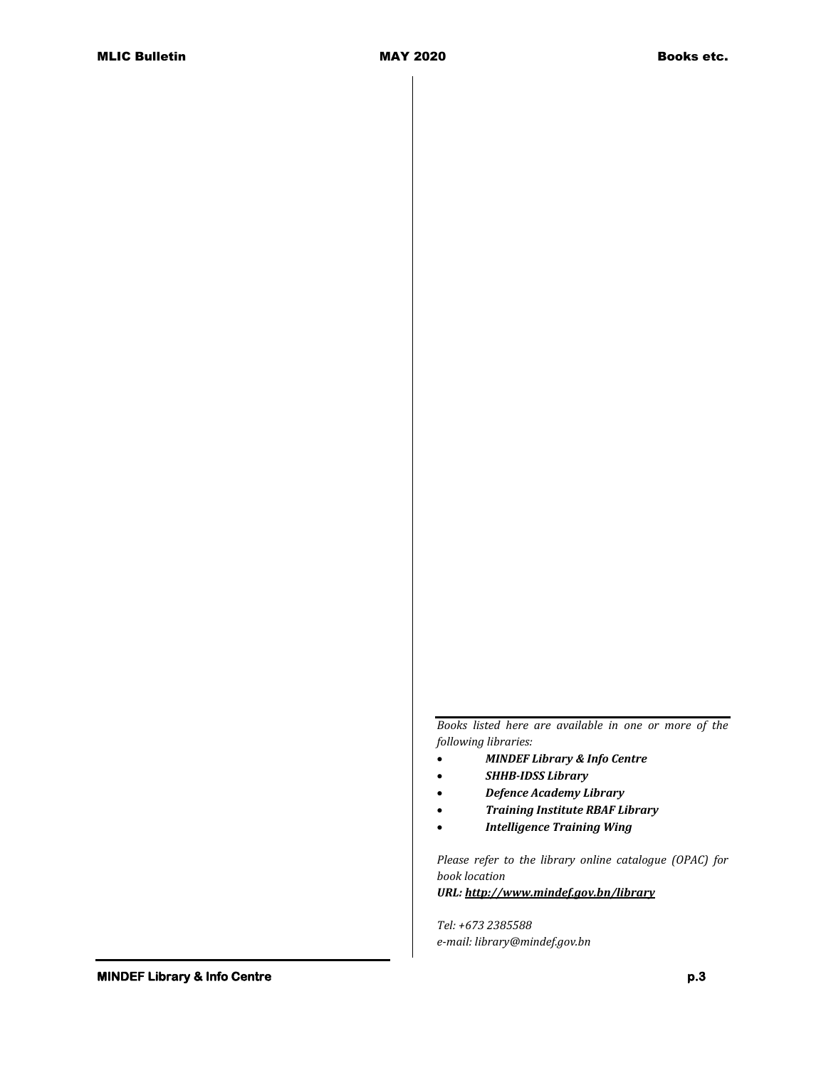*Books listed here are available in one or more of the following libraries:*

- ***MINDEF Library & Info Centre***
- ***SHHB-IDSS Library***
- ***Defence Academy Library***
- ***Training Institute RBAF Library***
- ***Intelligence Training Wing***

*Please refer to the library online catalogue (OPAC) for book location*

***URL: http://www.mindef.gov.bn/library***

*Tel: +673 2385588*

*e-mail: library@mindef.gov.bn*